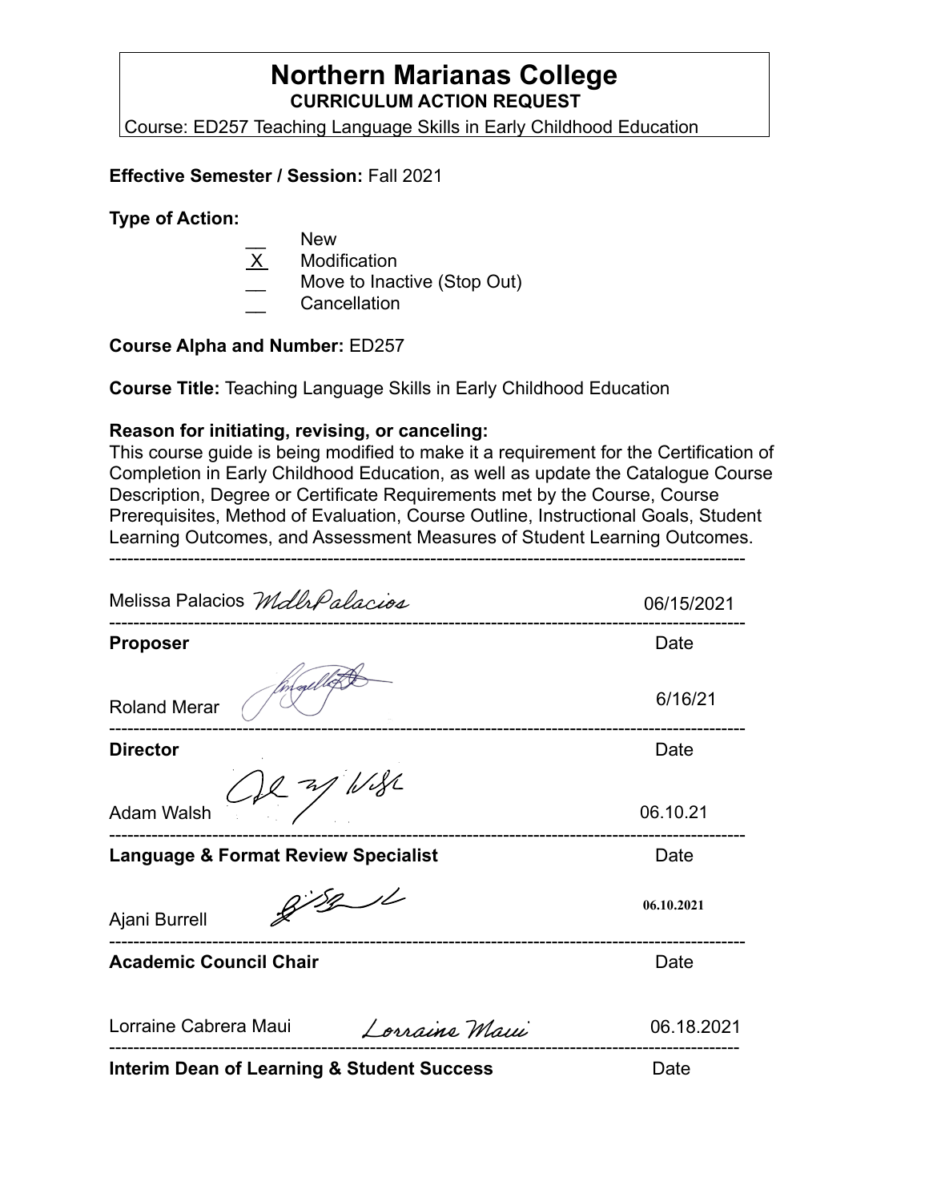# Northern Marianas College

**CURRICULUM ACTION REQUEST**

Course: ED257 Teaching Language Skills in Early Childhood Education

**Effective Semester / Session:** Fall 2021

**Type of Action:**

- __ New
- X Modification
- __ Move to Inactive (Stop Out)
- __ Cancellation

**Course Alpha and Number:** ED257

**Course Title:** Teaching Language Skills in Early Childhood Education

**Reason for initiating, revising, or canceling:**

This course guide is being modified to make it a requirement for the Certification of Completion in Early Childhood Education, as well as update the Catalogue Course Description, Degree or Certificate Requirements met by the Course, Course Prerequisites, Method of Evaluation, Course Outline, Instructional Goals, Student Learning Outcomes, and Assessment Measures of Student Learning Outcomes.

---

Melissa Palacios *MdlrPalacios* 06/15/2021

**Proposer** Date

---

Roland Merar 6/16/21

**Director** Date

---

Adam Walsh 06.10.21

**Language & Format Review Specialist** Date

---

Ajani Burrell 06.10.2021

**Academic Council Chair** Date

---

Lorraine Cabrera Maui *Lorraine Maui* 06.18.2021

**Interim Dean of Learning & Student Success** Date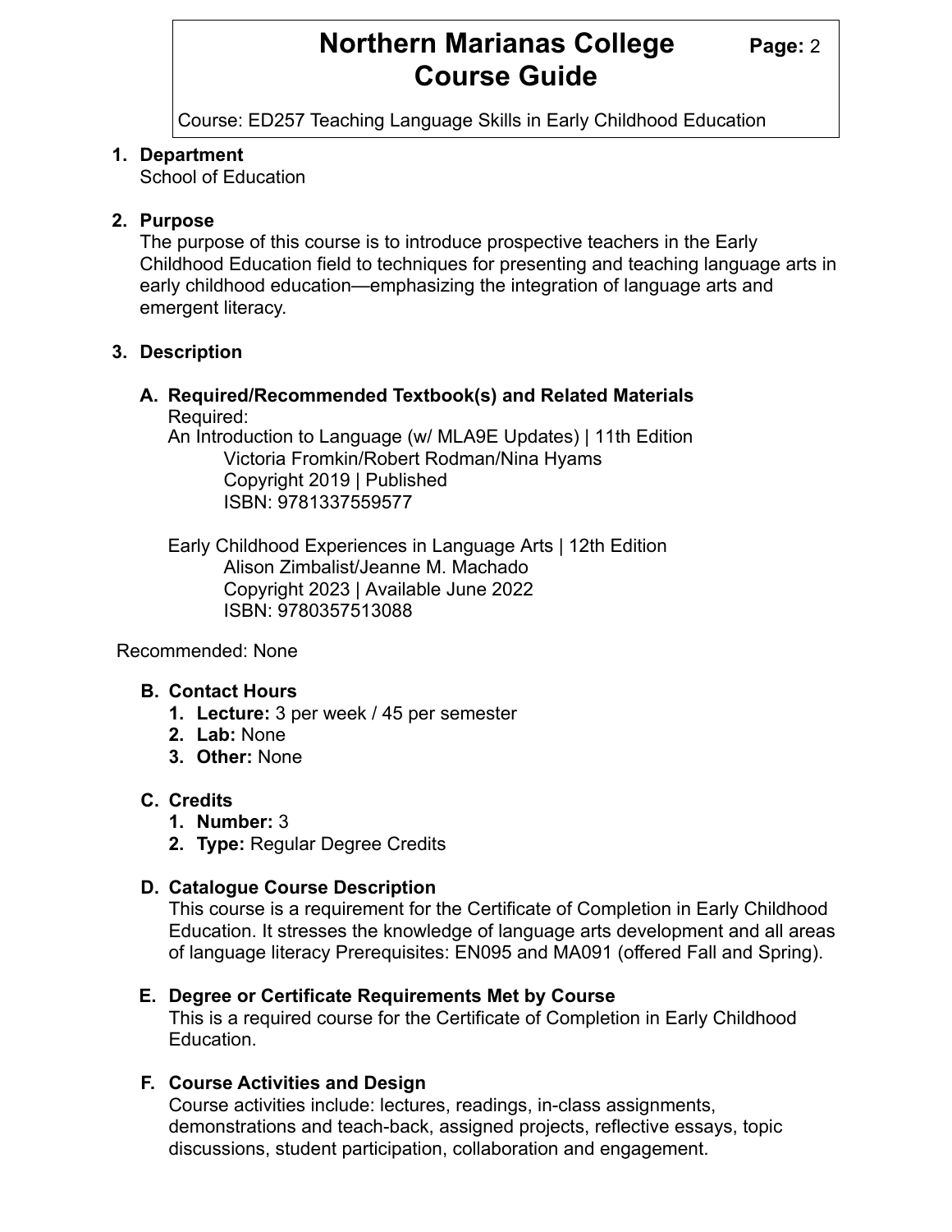## 1. Department

School of Education

## 2. Purpose

The purpose of this course is to introduce prospective teachers in the Early Childhood Education field to techniques for presenting and teaching language arts in early childhood education—emphasizing the integration of language arts and emergent literacy.

## 3. Description

### A. Required/Recommended Textbook(s) and Related Materials

Required:

An Introduction to Language (w/ MLA9E Updates) | 11th Edition
Victoria Fromkin/Robert Rodman/Nina Hyams
Copyright 2019 | Published
ISBN: 9781337559577

Early Childhood Experiences in Language Arts | 12th Edition
Alison Zimbalist/Jeanne M. Machado
Copyright 2023 | Available June 2022
ISBN: 9780357513088

Recommended: None

### B. Contact Hours

1. **Lecture:** 3 per week / 45 per semester
2. **Lab:** None
3. **Other:** None

### C. Credits

1. **Number:** 3
2. **Type:** Regular Degree Credits

### D. Catalogue Course Description

This course is a requirement for the Certificate of Completion in Early Childhood Education. It stresses the knowledge of language arts development and all areas of language literacy Prerequisites: EN095 and MA091 (offered Fall and Spring).

### E. Degree or Certificate Requirements Met by Course

This is a required course for the Certificate of Completion in Early Childhood Education.

### F. Course Activities and Design

Course activities include: lectures, readings, in-class assignments, demonstrations and teach-back, assigned projects, reflective essays, topic discussions, student participation, collaboration and engagement.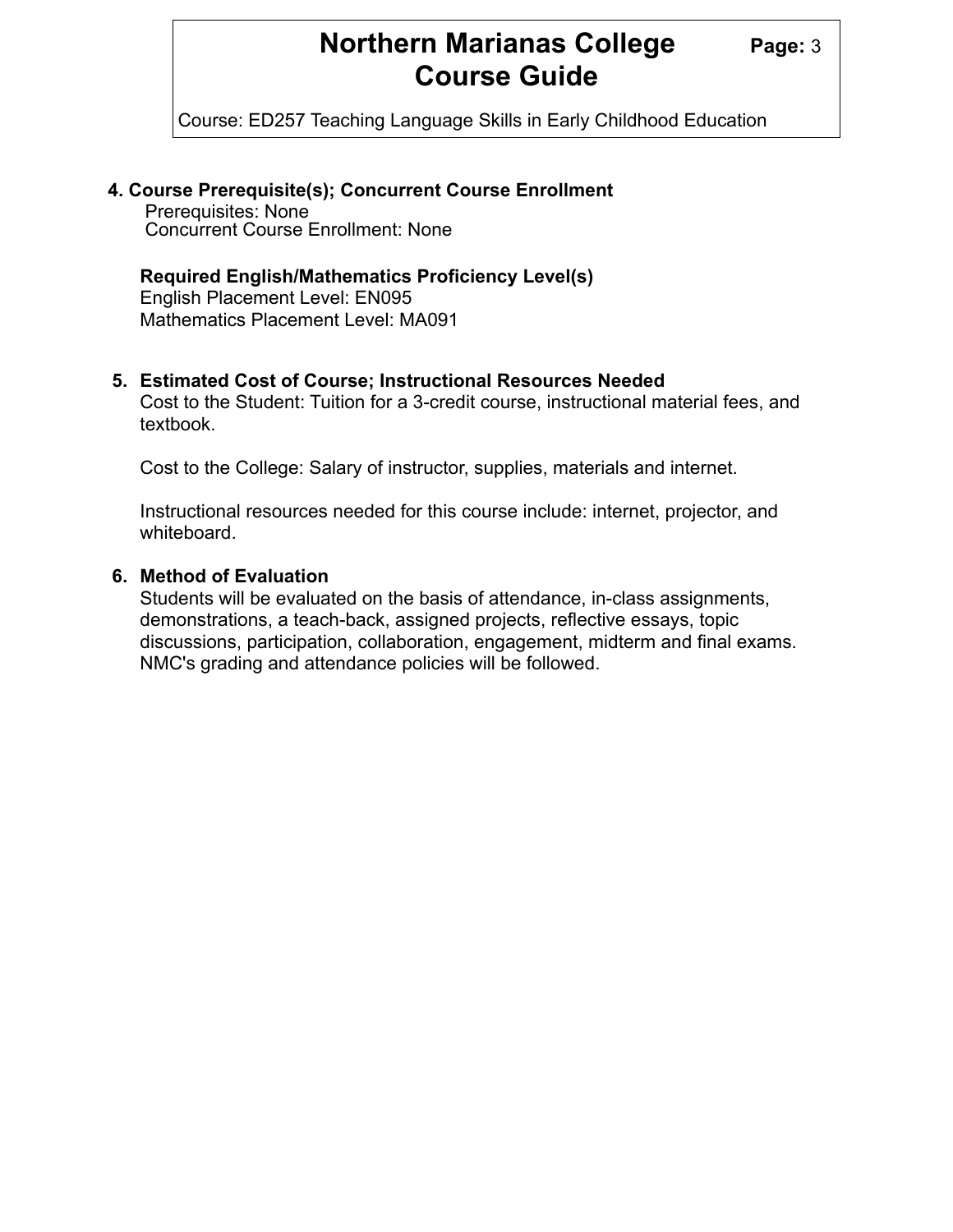## 4. Course Prerequisite(s); Concurrent Course Enrollment

Prerequisites: None
Concurrent Course Enrollment: None

**Required English/Mathematics Proficiency Level(s)**
English Placement Level: EN095
Mathematics Placement Level: MA091

## 5. Estimated Cost of Course; Instructional Resources Needed

Cost to the Student: Tuition for a 3-credit course, instructional material fees, and textbook.

Cost to the College: Salary of instructor, supplies, materials and internet.

Instructional resources needed for this course include: internet, projector, and whiteboard.

## 6. Method of Evaluation

Students will be evaluated on the basis of attendance, in-class assignments, demonstrations, a teach-back, assigned projects, reflective essays, topic discussions, participation, collaboration, engagement, midterm and final exams. NMC's grading and attendance policies will be followed.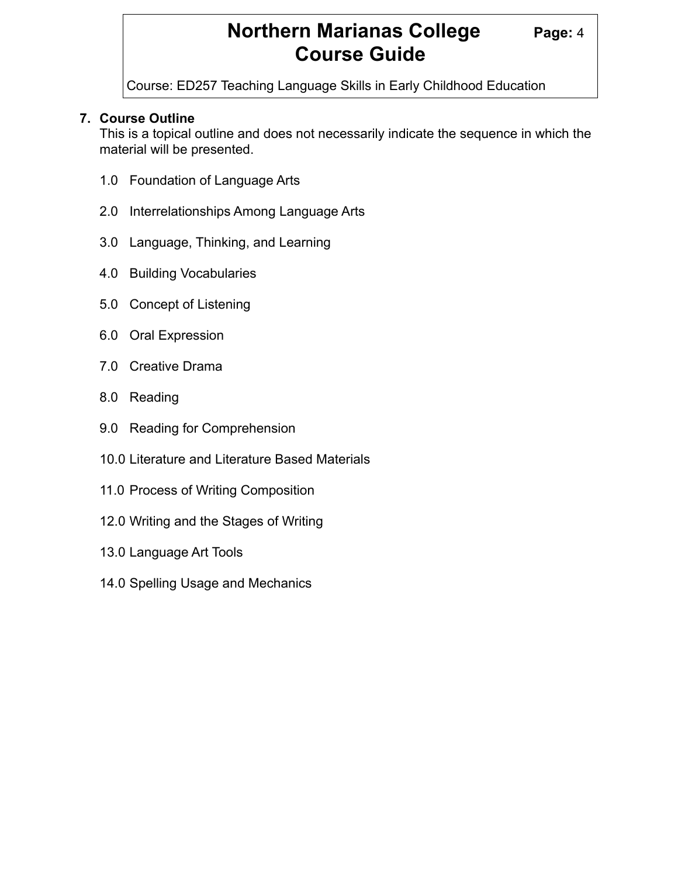## 7. Course Outline

This is a topical outline and does not necessarily indicate the sequence in which the material will be presented.

1.0 Foundation of Language Arts

2.0 Interrelationships Among Language Arts

3.0 Language, Thinking, and Learning

4.0 Building Vocabularies

5.0 Concept of Listening

6.0 Oral Expression

7.0 Creative Drama

8.0 Reading

9.0 Reading for Comprehension

10.0 Literature and Literature Based Materials

11.0 Process of Writing Composition

12.0 Writing and the Stages of Writing

13.0 Language Art Tools

14.0 Spelling Usage and Mechanics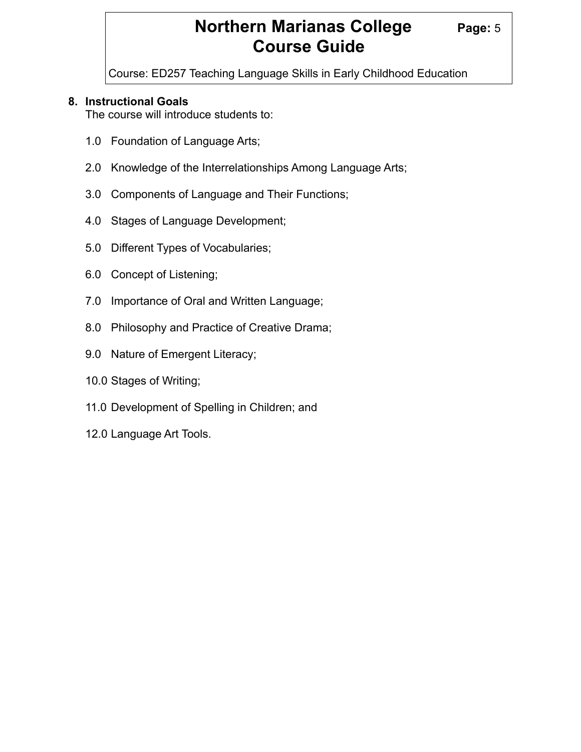**8. Instructional Goals**

The course will introduce students to:

1.0 Foundation of Language Arts;

2.0 Knowledge of the Interrelationships Among Language Arts;

3.0 Components of Language and Their Functions;

4.0 Stages of Language Development;

5.0 Different Types of Vocabularies;

6.0 Concept of Listening;

7.0 Importance of Oral and Written Language;

8.0 Philosophy and Practice of Creative Drama;

9.0 Nature of Emergent Literacy;

10.0 Stages of Writing;

11.0 Development of Spelling in Children; and

12.0 Language Art Tools.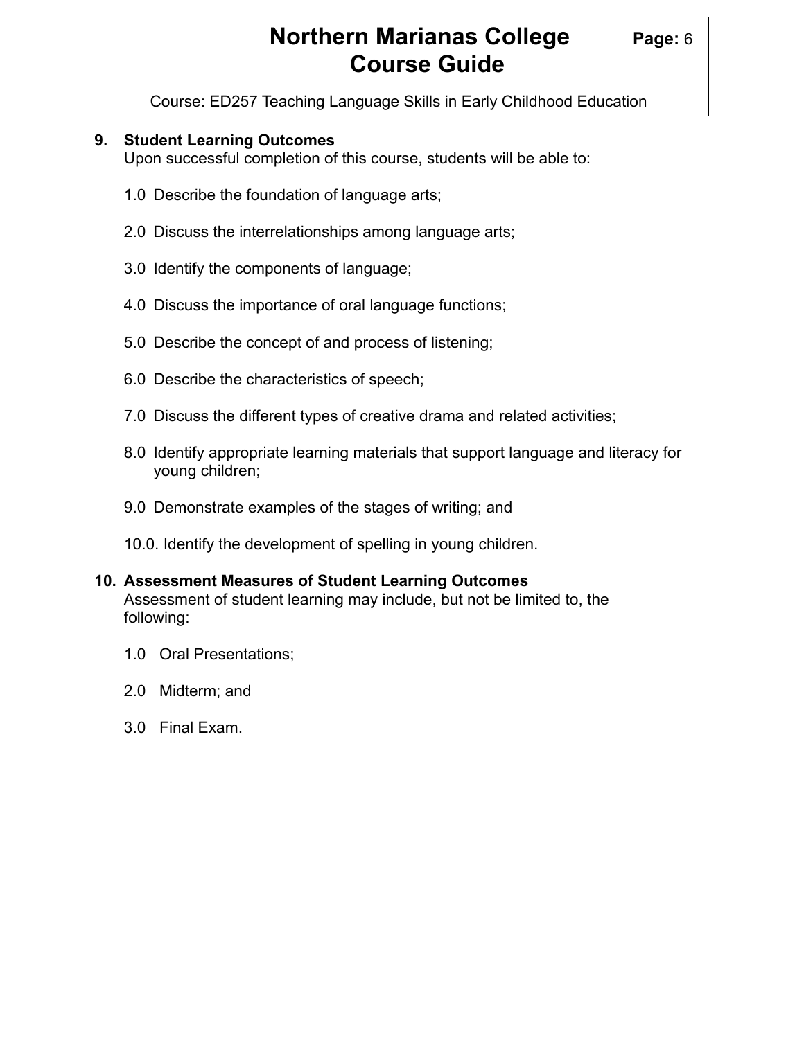## 9. Student Learning Outcomes

Upon successful completion of this course, students will be able to:

1.0 Describe the foundation of language arts;

2.0 Discuss the interrelationships among language arts;

3.0 Identify the components of language;

4.0 Discuss the importance of oral language functions;

5.0 Describe the concept of and process of listening;

6.0 Describe the characteristics of speech;

7.0 Discuss the different types of creative drama and related activities;

8.0 Identify appropriate learning materials that support language and literacy for young children;

9.0 Demonstrate examples of the stages of writing; and

10.0. Identify the development of spelling in young children.

## 10. Assessment Measures of Student Learning Outcomes

Assessment of student learning may include, but not be limited to, the following:

1.0 Oral Presentations;

2.0 Midterm; and

3.0 Final Exam.